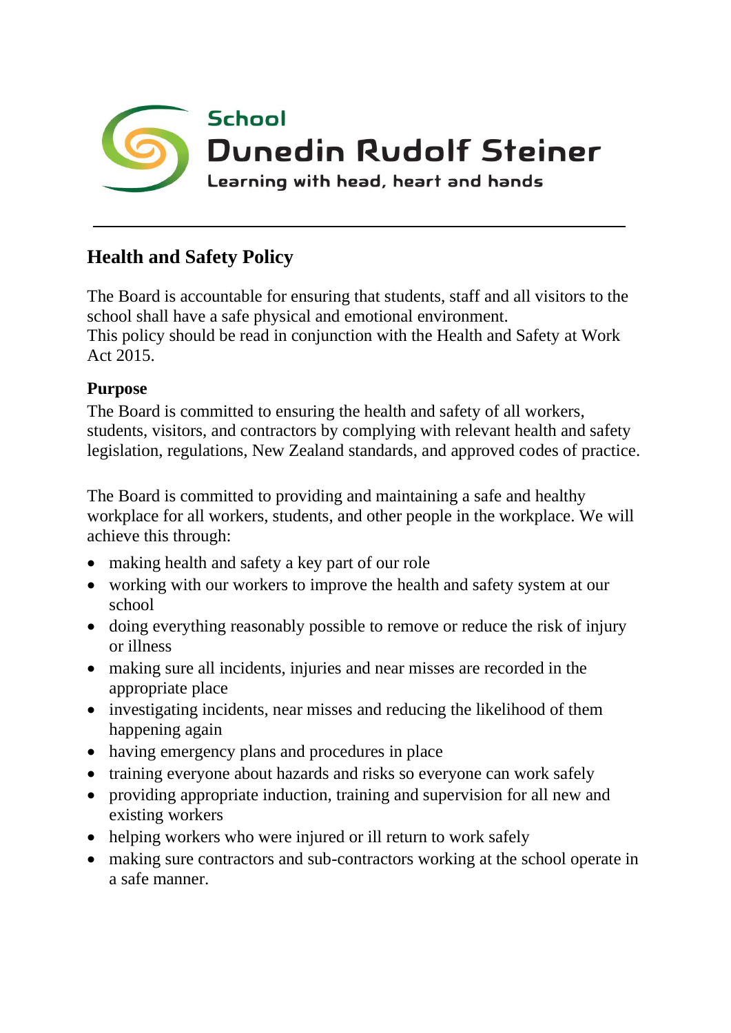School
**Dunedin Rudolf Steiner**
Learning with head, heart and hands

---

## Health and Safety Policy

The Board is accountable for ensuring that students, staff and all visitors to the school shall have a safe physical and emotional environment.
This policy should be read in conjunction with the Health and Safety at Work Act 2015.

### Purpose

The Board is committed to ensuring the health and safety of all workers, students, visitors, and contractors by complying with relevant health and safety legislation, regulations, New Zealand standards, and approved codes of practice.

The Board is committed to providing and maintaining a safe and healthy workplace for all workers, students, and other people in the workplace. We will achieve this through:

- making health and safety a key part of our role
- working with our workers to improve the health and safety system at our school
- doing everything reasonably possible to remove or reduce the risk of injury or illness
- making sure all incidents, injuries and near misses are recorded in the appropriate place
- investigating incidents, near misses and reducing the likelihood of them happening again
- having emergency plans and procedures in place
- training everyone about hazards and risks so everyone can work safely
- providing appropriate induction, training and supervision for all new and existing workers
- helping workers who were injured or ill return to work safely
- making sure contractors and sub-contractors working at the school operate in a safe manner.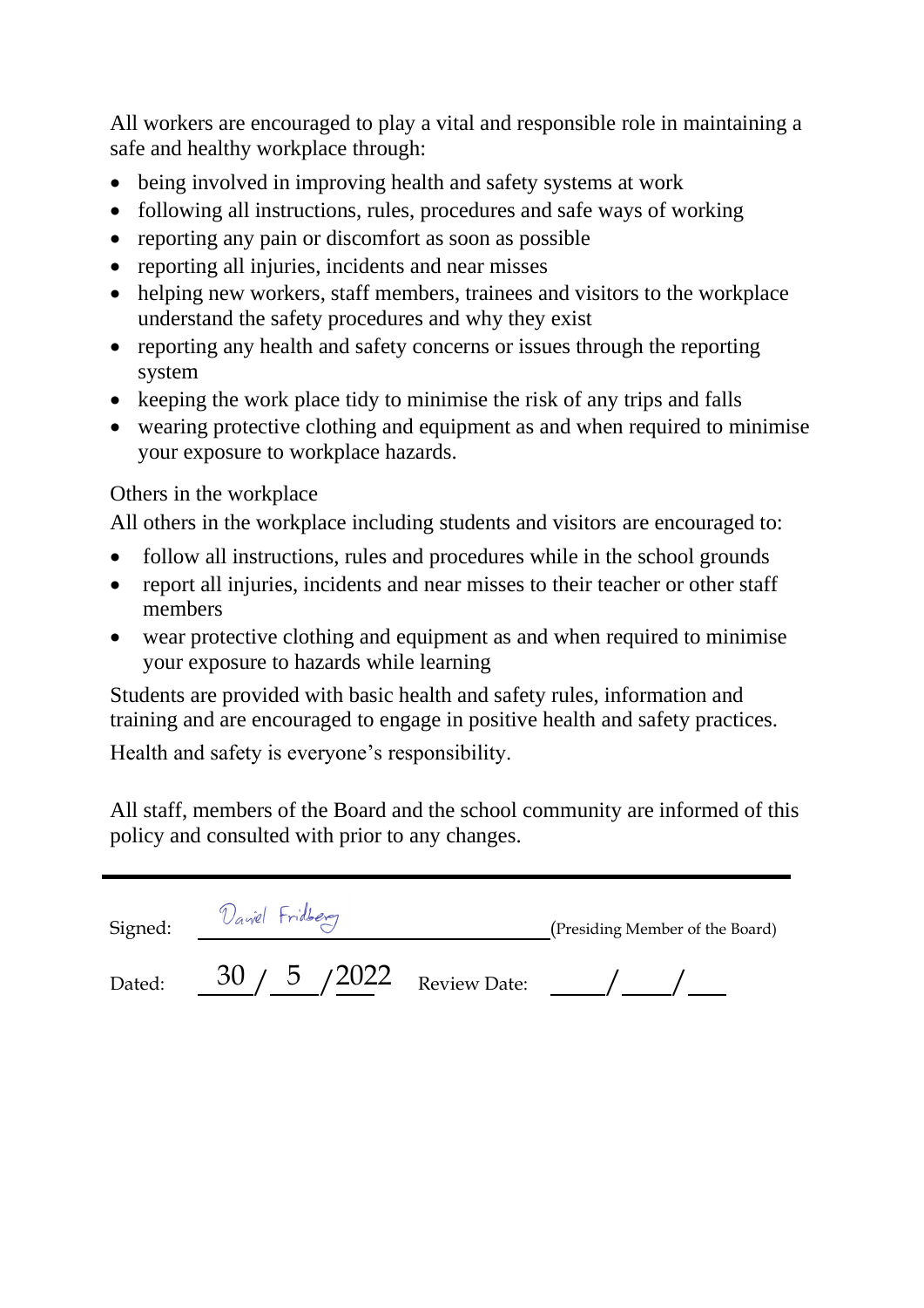All workers are encouraged to play a vital and responsible role in maintaining a safe and healthy workplace through:

- being involved in improving health and safety systems at work
- following all instructions, rules, procedures and safe ways of working
- reporting any pain or discomfort as soon as possible
- reporting all injuries, incidents and near misses
- helping new workers, staff members, trainees and visitors to the workplace understand the safety procedures and why they exist
- reporting any health and safety concerns or issues through the reporting system
- keeping the work place tidy to minimise the risk of any trips and falls
- wearing protective clothing and equipment as and when required to minimise your exposure to workplace hazards.

Others in the workplace

All others in the workplace including students and visitors are encouraged to:

- follow all instructions, rules and procedures while in the school grounds
- report all injuries, incidents and near misses to their teacher or other staff members
- wear protective clothing and equipment as and when required to minimise your exposure to hazards while learning

Students are provided with basic health and safety rules, information and training and are encouraged to engage in positive health and safety practices.

Health and safety is everyone's responsibility.

All staff, members of the Board and the school community are informed of this policy and consulted with prior to any changes.

---

Signed: Daniel Fridberg (Presiding Member of the Board)

Dated: 30 / 5 / 2022 Review Date: ____ / ____ / ____